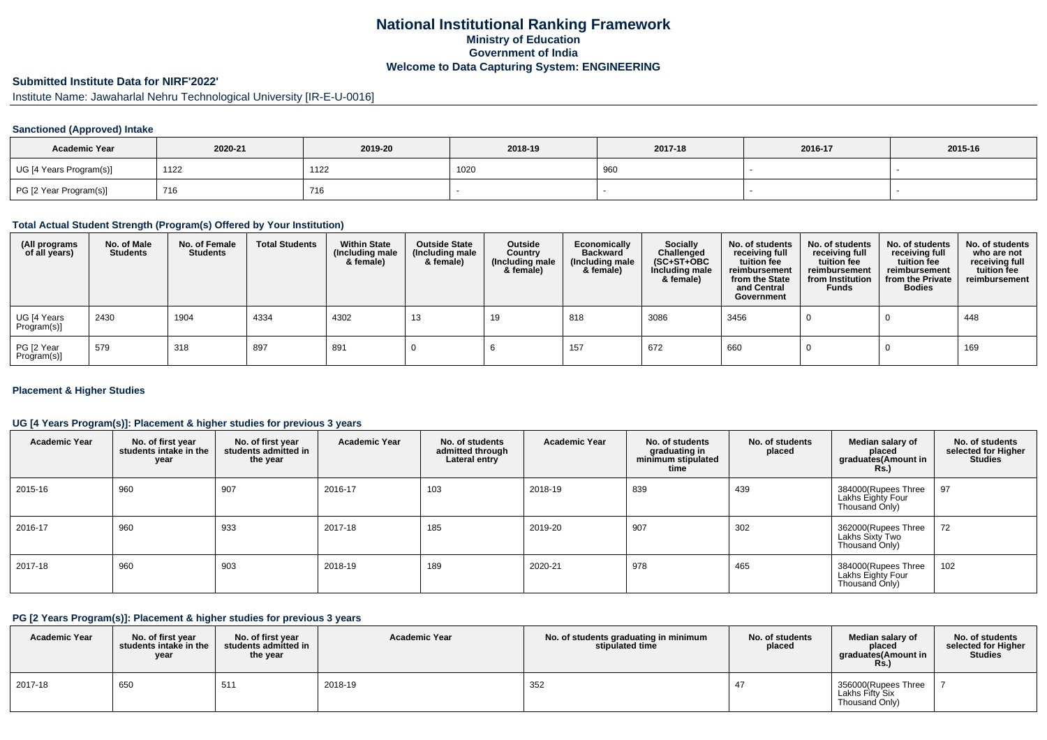# National Institutional Ranking Framework

## Ministry of Education

## Government of India

## Welcome to Data Capturing System: ENGINEERING

### Submitted Institute Data for NIRF'2022'

Institute Name: Jawaharlal Nehru Technological University [IR-E-U-0016]

#### Sanctioned (Approved) Intake

| Academic Year | 2020-21 | 2019-20 | 2018-19 | 2017-18 | 2016-17 | 2015-16 |
|---|---|---|---|---|---|---|
| UG [4 Years Program(s)] | 1122 | 1122 | 1020 | 960 | - | - |
| PG [2 Year Program(s)] | 716 | 716 | - | - | - | - |

#### Total Actual Student Strength (Program(s) Offered by Your Institution)

| (All programs of all years) | No. of Male Students | No. of Female Students | Total Students | Within State (Including male & female) | Outside State (Including male & female) | Outside Country (Including male & female) | Economically Backward (Including male & female) | Socially Challenged (SC+ST+OBC Including male & female) | No. of students receiving full tuition fee reimbursement from the State and Central Government | No. of students receiving full tuition fee reimbursement from Institution Funds | No. of students receiving full tuition fee reimbursement from the Private Bodies | No. of students who are not receiving full tuition fee reimbursement |
|---|---|---|---|---|---|---|---|---|---|---|---|---|
| UG [4 Years Program(s)] | 2430 | 1904 | 4334 | 4302 | 13 | 19 | 818 | 3086 | 3456 | 0 | 0 | 448 |
| PG [2 Year Program(s)] | 579 | 318 | 897 | 891 | 0 | 6 | 157 | 672 | 660 | 0 | 0 | 169 |

#### Placement & Higher Studies

#### UG [4 Years Program(s)]: Placement & higher studies for previous 3 years

| Academic Year | No. of first year students intake in the year | No. of first year students admitted in the year | Academic Year | No. of students admitted through Lateral entry | Academic Year | No. of students graduating in minimum stipulated time | No. of students placed | Median salary of placed graduates(Amount in Rs.) | No. of students selected for Higher Studies |
|---|---|---|---|---|---|---|---|---|---|
| 2015-16 | 960 | 907 | 2016-17 | 103 | 2018-19 | 839 | 439 | 384000(Rupees Three Lakhs Eighty Four Thousand Only) | 97 |
| 2016-17 | 960 | 933 | 2017-18 | 185 | 2019-20 | 907 | 302 | 362000(Rupees Three Lakhs Sixty Two Thousand Only) | 72 |
| 2017-18 | 960 | 903 | 2018-19 | 189 | 2020-21 | 978 | 465 | 384000(Rupees Three Lakhs Eighty Four Thousand Only) | 102 |

#### PG [2 Years Program(s)]: Placement & higher studies for previous 3 years

| Academic Year | No. of first year students intake in the year | No. of first year students admitted in the year | Academic Year | No. of students graduating in minimum stipulated time | No. of students placed | Median salary of placed graduates(Amount in Rs.) | No. of students selected for Higher Studies |
|---|---|---|---|---|---|---|---|
| 2017-18 | 650 | 511 | 2018-19 | 352 | 47 | 356000(Rupees Three Lakhs Fifty Six Thousand Only) | 7 |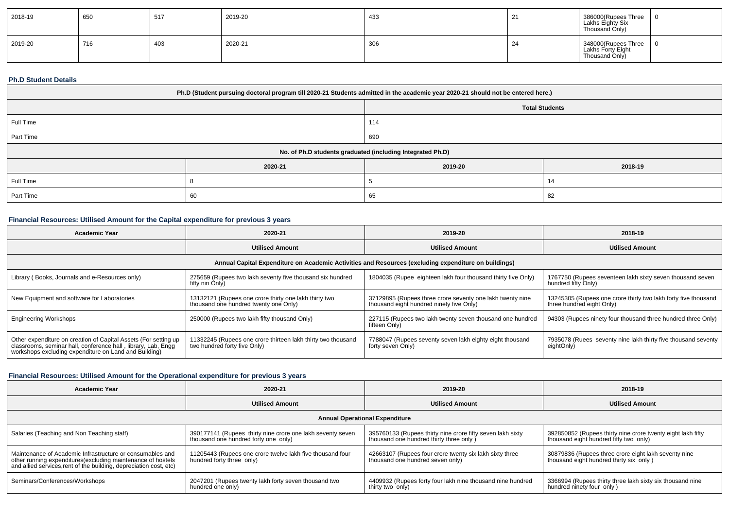| 2018-19 | 650 | 517 | 2019-20 | 433 | 21 | 386000(Rupees Three Lakhs Eighty Six Thousand Only) | 0 |
|---|---|---|---|---|---|---|---|
| 2019-20 | 716 | 403 | 2020-21 | 306 | 24 | 348000(Rupees Three Lakhs Forty Eight Thousand Only) | 0 |

### Ph.D Student Details

| Ph.D (Student pursuing doctoral program till 2020-21 Students admitted in the academic year 2020-21 should not be entered here.) | | | |
|---|---|---|---|
| | | Total Students | |
| Full Time | | 114 | |
| Part Time | | 690 | |
| No. of Ph.D students graduated (including Integrated Ph.D) | | | |
| | 2020-21 | 2019-20 | 2018-19 |
| Full Time | 8 | 5 | 14 |
| Part Time | 60 | 65 | 82 |

### Financial Resources: Utilised Amount for the Capital expenditure for previous 3 years

| Academic Year | 2020-21 | 2019-20 | 2018-19 |
|---|---|---|---|
| | Utilised Amount | Utilised Amount | Utilised Amount |
| Annual Capital Expenditure on Academic Activities and Resources (excluding expenditure on buildings) | | | |
| Library ( Books, Journals and e-Resources only) | 275659 (Rupees two lakh seventy five thousand six hundred fifty nin Only) | 1804035 (Rupee eighteen lakh four thousand thirty five Only) | 1767750 (Rupees seventeen lakh sixty seven thousand seven hundred fifty Only) |
| New Equipment and software for Laboratories | 13132121 (Rupees one crore thirty one lakh thirty two thousand one hundred twenty one Only) | 37129895 (Rupees three crore seventy one lakh twenty nine thousand eight hundred ninety five Only) | 13245305 (Rupees one crore thirty two lakh forty five thousand three hundred eight Only) |
| Engineering Workshops | 250000 (Rupees two lakh fifty thousand Only) | 227115 (Rupees two lakh twenty seven thousand one hundred fifteen Only) | 94303 (Rupees ninety four thousand three hundred three Only) |
| Other expenditure on creation of Capital Assets (For setting up classrooms, seminar hall, conference hall , library, Lab, Engg workshops excluding expenditure on Land and Building) | 11332245 (Rupees one crore thirteen lakh thirty two thousand two hundred forty five Only) | 7788047 (Rupees seventy seven lakh eighty eight thousand forty seven Only) | 7935078 (Ruees seventy nine lakh thirty five thousand seventy eightOnly) |

### Financial Resources: Utilised Amount for the Operational expenditure for previous 3 years

| Academic Year | 2020-21 | 2019-20 | 2018-19 |
|---|---|---|---|
| | Utilised Amount | Utilised Amount | Utilised Amount |
| Annual Operational Expenditure | | | |
| Salaries (Teaching and Non Teaching staff) | 390177141 (Rupees thirty nine crore one lakh seventy seven thousand one hundred forty one only) | 395760133 (Rupees thirty nine crore fifty seven lakh sixty thousand one hundred thirty three only ) | 392850852 (Rupees thirty nine crore twenty eight lakh fifty thousand eight hundred fifty two only) |
| Maintenance of Academic Infrastructure or consumables and other running expenditures(excluding maintenance of hostels and allied services,rent of the building, depreciation cost, etc) | 11205443 (Rupees one crore twelve lakh five thousand four hundred forty three only) | 42663107 (Rupees four crore twenty six lakh sixty three thousand one hundred seven only) | 30879836 (Rupees three crore eight lakh seventy nine thousand eight hundred thirty six only ) |
| Seminars/Conferences/Workshops | 2047201 (Rupees twenty lakh forty seven thousand two hundred one only) | 4409932 (Rupees forty four lakh nine thousand nine hundred thirty two only) | 3366994 (Rupees thirty three lakh sixty six thousand nine hundred ninety four only ) |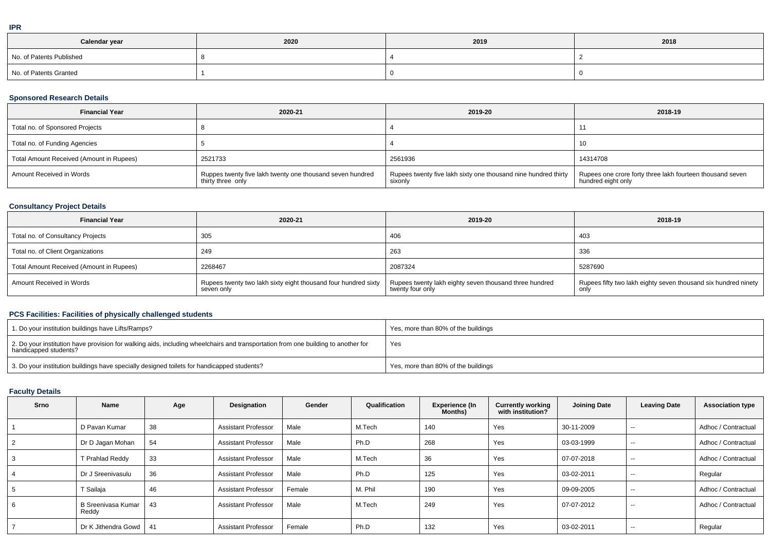## IPR

| Calendar year | 2020 | 2019 | 2018 |
|---|---|---|---|
| No. of Patents Published | 8 | 4 | 2 |
| No. of Patents Granted | 1 | 0 | 0 |

## Sponsored Research Details

| Financial Year | 2020-21 | 2019-20 | 2018-19 |
|---|---|---|---|
| Total no. of Sponsored Projects | 8 | 4 | 11 |
| Total no. of Funding Agencies | 5 | 4 | 10 |
| Total Amount Received (Amount in Rupees) | 2521733 | 2561936 | 14314708 |
| Amount Received in Words | Ruppes twenty five lakh twenty one thousand seven hundred thirty three only | Rupees twenty five lakh sixty one thousand nine hundred thirty sixonly | Rupees one crore forty three lakh fourteen thousand seven hundred eight only |

## Consultancy Project Details

| Financial Year | 2020-21 | 2019-20 | 2018-19 |
|---|---|---|---|
| Total no. of Consultancy Projects | 305 | 406 | 403 |
| Total no. of Client Organizations | 249 | 263 | 336 |
| Total Amount Received (Amount in Rupees) | 2268467 | 2087324 | 5287690 |
| Amount Received in Words | Rupees twenty two lakh sixty eight thousand four hundred sixty seven only | Rupees twenty lakh eighty seven thousand three hundred twenty four only | Rupees fifty two lakh eighty seven thousand six hundred ninety only |

## PCS Facilities: Facilities of physically challenged students

| | |
|---|---|
| 1. Do your institution buildings have Lifts/Ramps? | Yes, more than 80% of the buildings |
| 2. Do your institution have provision for walking aids, including wheelchairs and transportation from one building to another for handicapped students? | Yes |
| 3. Do your institution buildings have specially designed toilets for handicapped students? | Yes, more than 80% of the buildings |

## Faculty Details

| Srno | Name | Age | Designation | Gender | Qualification | Experience (In Months) | Currently working with institution? | Joining Date | Leaving Date | Association type |
|---|---|---|---|---|---|---|---|---|---|---|
| 1 | D Pavan Kumar | 38 | Assistant Professor | Male | M.Tech | 140 | Yes | 30-11-2009 | -- | Adhoc / Contractual |
| 2 | Dr D Jagan Mohan | 54 | Assistant Professor | Male | Ph.D | 268 | Yes | 03-03-1999 | -- | Adhoc / Contractual |
| 3 | T Prahlad Reddy | 33 | Assistant Professor | Male | M.Tech | 36 | Yes | 07-07-2018 | -- | Adhoc / Contractual |
| 4 | Dr J Sreenivasulu | 36 | Assistant Professor | Male | Ph.D | 125 | Yes | 03-02-2011 | -- | Regular |
| 5 | T Sailaja | 46 | Assistant Professor | Female | M. Phil | 190 | Yes | 09-09-2005 | -- | Adhoc / Contractual |
| 6 | B Sreenivasa Kumar Reddy | 43 | Assistant Professor | Male | M.Tech | 249 | Yes | 07-07-2012 | -- | Adhoc / Contractual |
| 7 | Dr K Jithendra Gowd | 41 | Assistant Professor | Female | Ph.D | 132 | Yes | 03-02-2011 | -- | Regular |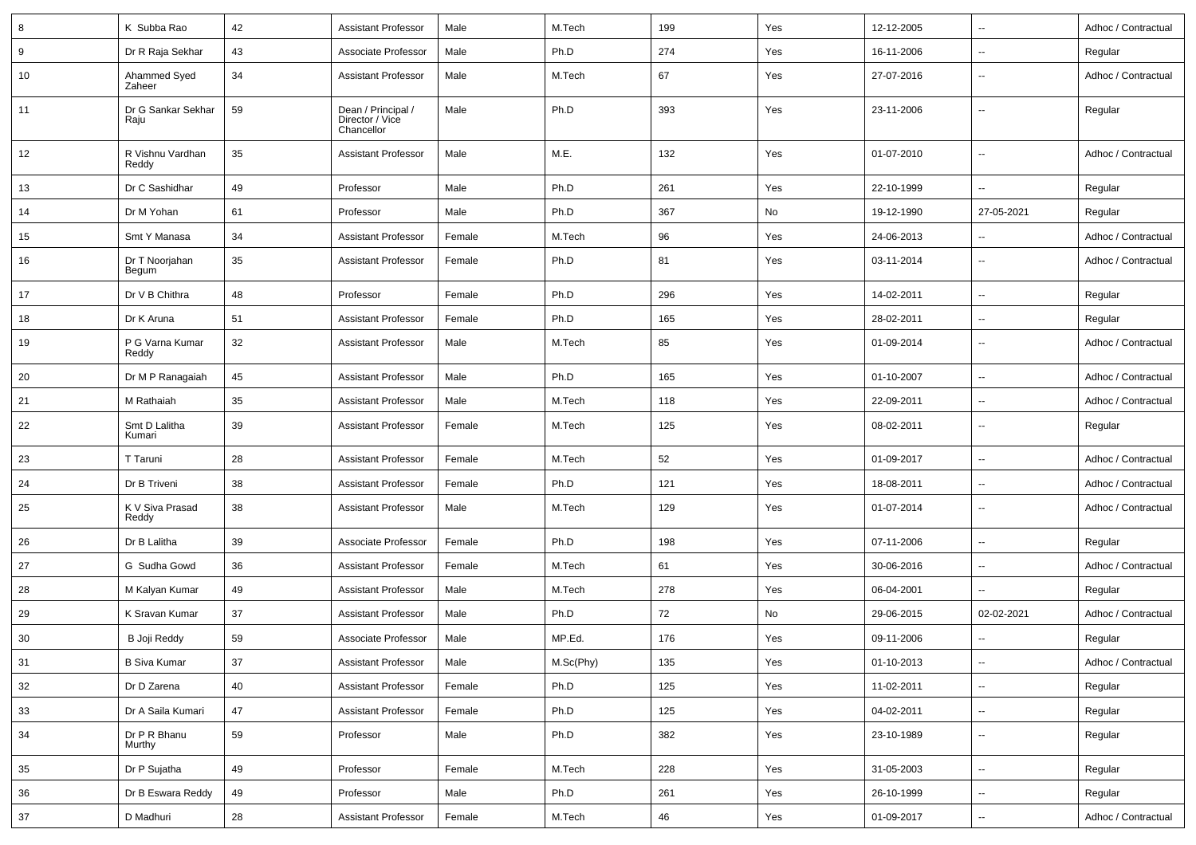| 8 | K Subba Rao | 42 | Assistant Professor | Male | M.Tech | 199 | Yes | 12-12-2005 | -- | Adhoc / Contractual |
|---|---|---|---|---|---|---|---|---|---|---|
| 9 | Dr R Raja Sekhar | 43 | Associate Professor | Male | Ph.D | 274 | Yes | 16-11-2006 | -- | Regular |
| 10 | Ahammed Syed Zaheer | 34 | Assistant Professor | Male | M.Tech | 67 | Yes | 27-07-2016 | -- | Adhoc / Contractual |
| 11 | Dr G Sankar Sekhar Raju | 59 | Dean / Principal / Director / Vice Chancellor | Male | Ph.D | 393 | Yes | 23-11-2006 | -- | Regular |
| 12 | R Vishnu Vardhan Reddy | 35 | Assistant Professor | Male | M.E. | 132 | Yes | 01-07-2010 | -- | Adhoc / Contractual |
| 13 | Dr C Sashidhar | 49 | Professor | Male | Ph.D | 261 | Yes | 22-10-1999 | -- | Regular |
| 14 | Dr M Yohan | 61 | Professor | Male | Ph.D | 367 | No | 19-12-1990 | 27-05-2021 | Regular |
| 15 | Smt Y Manasa | 34 | Assistant Professor | Female | M.Tech | 96 | Yes | 24-06-2013 | -- | Adhoc / Contractual |
| 16 | Dr T Noorjahan Begum | 35 | Assistant Professor | Female | Ph.D | 81 | Yes | 03-11-2014 | -- | Adhoc / Contractual |
| 17 | Dr V B Chithra | 48 | Professor | Female | Ph.D | 296 | Yes | 14-02-2011 | -- | Regular |
| 18 | Dr K Aruna | 51 | Assistant Professor | Female | Ph.D | 165 | Yes | 28-02-2011 | -- | Regular |
| 19 | P G Varna Kumar Reddy | 32 | Assistant Professor | Male | M.Tech | 85 | Yes | 01-09-2014 | -- | Adhoc / Contractual |
| 20 | Dr M P Ranagaiah | 45 | Assistant Professor | Male | Ph.D | 165 | Yes | 01-10-2007 | -- | Adhoc / Contractual |
| 21 | M Rathaiah | 35 | Assistant Professor | Male | M.Tech | 118 | Yes | 22-09-2011 | -- | Adhoc / Contractual |
| 22 | Smt D Lalitha Kumari | 39 | Assistant Professor | Female | M.Tech | 125 | Yes | 08-02-2011 | -- | Regular |
| 23 | T Taruni | 28 | Assistant Professor | Female | M.Tech | 52 | Yes | 01-09-2017 | -- | Adhoc / Contractual |
| 24 | Dr B Triveni | 38 | Assistant Professor | Female | Ph.D | 121 | Yes | 18-08-2011 | -- | Adhoc / Contractual |
| 25 | K V Siva Prasad Reddy | 38 | Assistant Professor | Male | M.Tech | 129 | Yes | 01-07-2014 | -- | Adhoc / Contractual |
| 26 | Dr B Lalitha | 39 | Associate Professor | Female | Ph.D | 198 | Yes | 07-11-2006 | -- | Regular |
| 27 | G Sudha Gowd | 36 | Assistant Professor | Female | M.Tech | 61 | Yes | 30-06-2016 | -- | Adhoc / Contractual |
| 28 | M Kalyan Kumar | 49 | Assistant Professor | Male | M.Tech | 278 | Yes | 06-04-2001 | -- | Regular |
| 29 | K Sravan Kumar | 37 | Assistant Professor | Male | Ph.D | 72 | No | 29-06-2015 | 02-02-2021 | Adhoc / Contractual |
| 30 | B Joji Reddy | 59 | Associate Professor | Male | MP.Ed. | 176 | Yes | 09-11-2006 | -- | Regular |
| 31 | B Siva Kumar | 37 | Assistant Professor | Male | M.Sc(Phy) | 135 | Yes | 01-10-2013 | -- | Adhoc / Contractual |
| 32 | Dr D Zarena | 40 | Assistant Professor | Female | Ph.D | 125 | Yes | 11-02-2011 | -- | Regular |
| 33 | Dr A Saila Kumari | 47 | Assistant Professor | Female | Ph.D | 125 | Yes | 04-02-2011 | -- | Regular |
| 34 | Dr P R Bhanu Murthy | 59 | Professor | Male | Ph.D | 382 | Yes | 23-10-1989 | -- | Regular |
| 35 | Dr P Sujatha | 49 | Professor | Female | M.Tech | 228 | Yes | 31-05-2003 | -- | Regular |
| 36 | Dr B Eswara Reddy | 49 | Professor | Male | Ph.D | 261 | Yes | 26-10-1999 | -- | Regular |
| 37 | D Madhuri | 28 | Assistant Professor | Female | M.Tech | 46 | Yes | 01-09-2017 | -- | Adhoc / Contractual |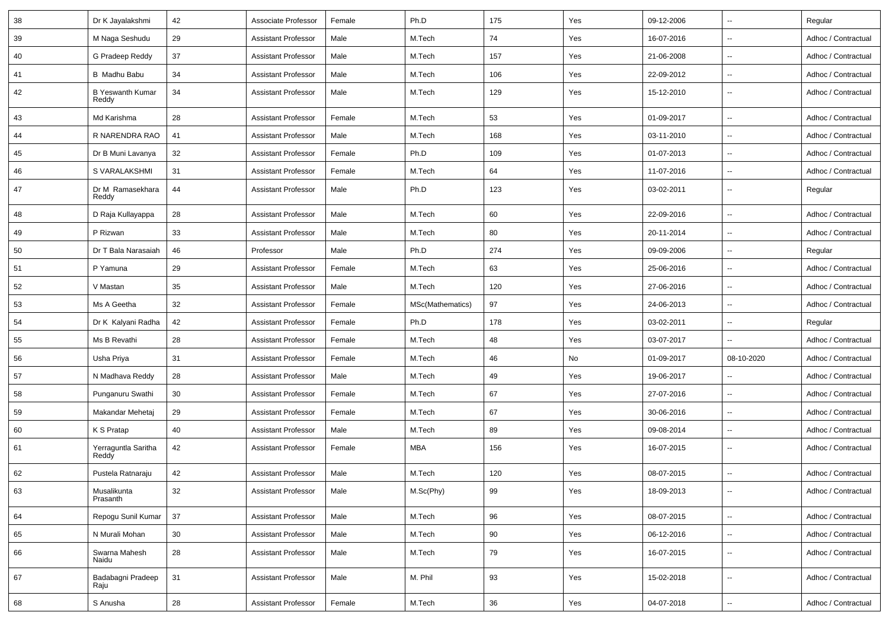| 38 | Dr K Jayalakshmi | 42 | Associate Professor | Female | Ph.D | 175 | Yes | 09-12-2006 | -- | Regular |
|---|---|---|---|---|---|---|---|---|---|---|
| 39 | M Naga Seshudu | 29 | Assistant Professor | Male | M.Tech | 74 | Yes | 16-07-2016 | -- | Adhoc / Contractual |
| 40 | G Pradeep Reddy | 37 | Assistant Professor | Male | M.Tech | 157 | Yes | 21-06-2008 | -- | Adhoc / Contractual |
| 41 | B Madhu Babu | 34 | Assistant Professor | Male | M.Tech | 106 | Yes | 22-09-2012 | -- | Adhoc / Contractual |
| 42 | B Yeswanth Kumar Reddy | 34 | Assistant Professor | Male | M.Tech | 129 | Yes | 15-12-2010 | -- | Adhoc / Contractual |
| 43 | Md Karishma | 28 | Assistant Professor | Female | M.Tech | 53 | Yes | 01-09-2017 | -- | Adhoc / Contractual |
| 44 | R NARENDRA RAO | 41 | Assistant Professor | Male | M.Tech | 168 | Yes | 03-11-2010 | -- | Adhoc / Contractual |
| 45 | Dr B Muni Lavanya | 32 | Assistant Professor | Female | Ph.D | 109 | Yes | 01-07-2013 | -- | Adhoc / Contractual |
| 46 | S VARALAKSHMI | 31 | Assistant Professor | Female | M.Tech | 64 | Yes | 11-07-2016 | -- | Adhoc / Contractual |
| 47 | Dr M Ramasekhara Reddy | 44 | Assistant Professor | Male | Ph.D | 123 | Yes | 03-02-2011 | -- | Regular |
| 48 | D Raja Kullayappa | 28 | Assistant Professor | Male | M.Tech | 60 | Yes | 22-09-2016 | -- | Adhoc / Contractual |
| 49 | P Rizwan | 33 | Assistant Professor | Male | M.Tech | 80 | Yes | 20-11-2014 | -- | Adhoc / Contractual |
| 50 | Dr T Bala Narasaiah | 46 | Professor | Male | Ph.D | 274 | Yes | 09-09-2006 | -- | Regular |
| 51 | P Yamuna | 29 | Assistant Professor | Female | M.Tech | 63 | Yes | 25-06-2016 | -- | Adhoc / Contractual |
| 52 | V Mastan | 35 | Assistant Professor | Male | M.Tech | 120 | Yes | 27-06-2016 | -- | Adhoc / Contractual |
| 53 | Ms A Geetha | 32 | Assistant Professor | Female | MSc(Mathematics) | 97 | Yes | 24-06-2013 | -- | Adhoc / Contractual |
| 54 | Dr K Kalyani Radha | 42 | Assistant Professor | Female | Ph.D | 178 | Yes | 03-02-2011 | -- | Regular |
| 55 | Ms B Revathi | 28 | Assistant Professor | Female | M.Tech | 48 | Yes | 03-07-2017 | -- | Adhoc / Contractual |
| 56 | Usha Priya | 31 | Assistant Professor | Female | M.Tech | 46 | No | 01-09-2017 | 08-10-2020 | Adhoc / Contractual |
| 57 | N Madhava Reddy | 28 | Assistant Professor | Male | M.Tech | 49 | Yes | 19-06-2017 | -- | Adhoc / Contractual |
| 58 | Punganuru Swathi | 30 | Assistant Professor | Female | M.Tech | 67 | Yes | 27-07-2016 | -- | Adhoc / Contractual |
| 59 | Makandar Mehetaj | 29 | Assistant Professor | Female | M.Tech | 67 | Yes | 30-06-2016 | -- | Adhoc / Contractual |
| 60 | K S Pratap | 40 | Assistant Professor | Male | M.Tech | 89 | Yes | 09-08-2014 | -- | Adhoc / Contractual |
| 61 | Yerraguntla Saritha Reddy | 42 | Assistant Professor | Female | MBA | 156 | Yes | 16-07-2015 | -- | Adhoc / Contractual |
| 62 | Pustela Ratnaraju | 42 | Assistant Professor | Male | M.Tech | 120 | Yes | 08-07-2015 | -- | Adhoc / Contractual |
| 63 | Musalikunta Prasanth | 32 | Assistant Professor | Male | M.Sc(Phy) | 99 | Yes | 18-09-2013 | -- | Adhoc / Contractual |
| 64 | Repogu Sunil Kumar | 37 | Assistant Professor | Male | M.Tech | 96 | Yes | 08-07-2015 | -- | Adhoc / Contractual |
| 65 | N Murali Mohan | 30 | Assistant Professor | Male | M.Tech | 90 | Yes | 06-12-2016 | -- | Adhoc / Contractual |
| 66 | Swarna Mahesh Naidu | 28 | Assistant Professor | Male | M.Tech | 79 | Yes | 16-07-2015 | -- | Adhoc / Contractual |
| 67 | Badabagni Pradeep Raju | 31 | Assistant Professor | Male | M. Phil | 93 | Yes | 15-02-2018 | -- | Adhoc / Contractual |
| 68 | S Anusha | 28 | Assistant Professor | Female | M.Tech | 36 | Yes | 04-07-2018 | -- | Adhoc / Contractual |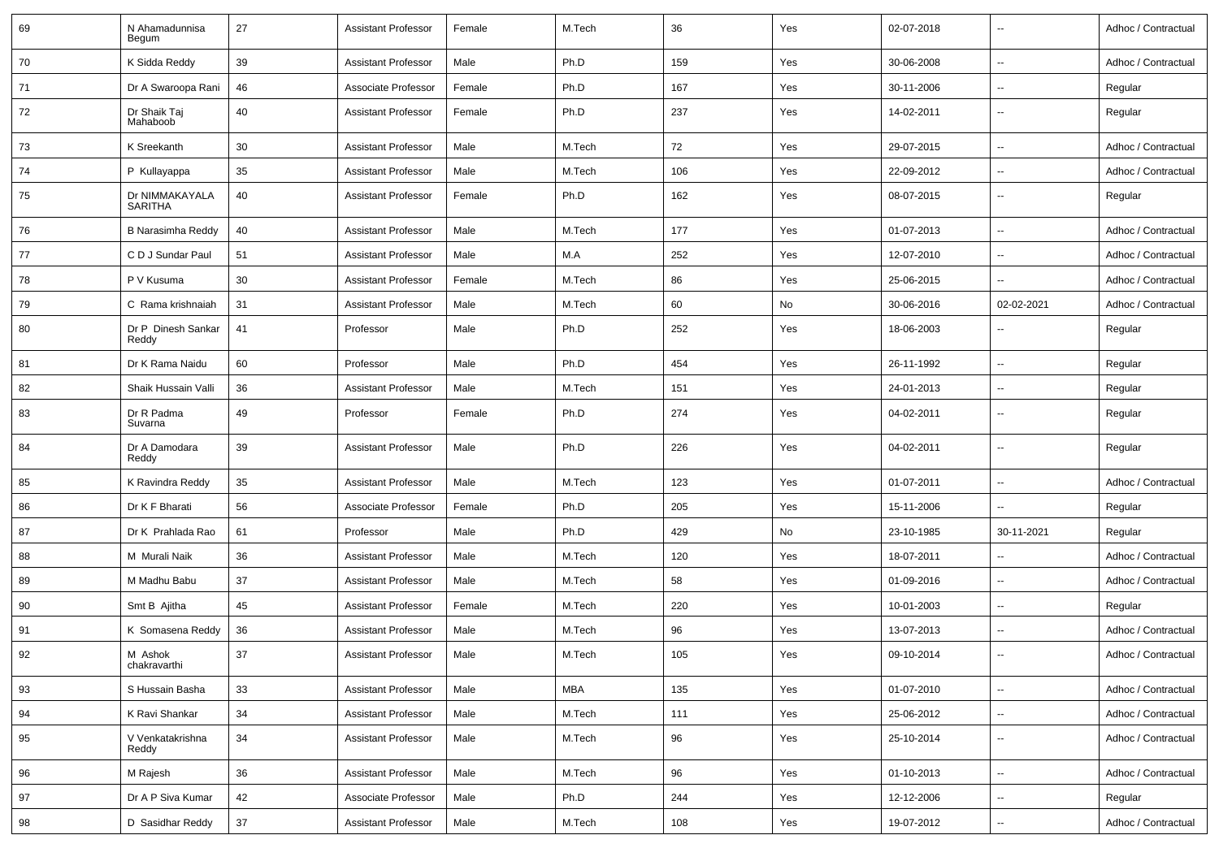| 69 | N Ahamadunnisa Begum | 27 | Assistant Professor | Female | M.Tech | 36 | Yes | 02-07-2018 | -- | Adhoc / Contractual |
|---|---|---|---|---|---|---|---|---|---|---|
| 70 | K Sidda Reddy | 39 | Assistant Professor | Male | Ph.D | 159 | Yes | 30-06-2008 | -- | Adhoc / Contractual |
| 71 | Dr A Swaroopa Rani | 46 | Associate Professor | Female | Ph.D | 167 | Yes | 30-11-2006 | -- | Regular |
| 72 | Dr Shaik Taj Mahaboob | 40 | Assistant Professor | Female | Ph.D | 237 | Yes | 14-02-2011 | -- | Regular |
| 73 | K Sreekanth | 30 | Assistant Professor | Male | M.Tech | 72 | Yes | 29-07-2015 | -- | Adhoc / Contractual |
| 74 | P Kullayappa | 35 | Assistant Professor | Male | M.Tech | 106 | Yes | 22-09-2012 | -- | Adhoc / Contractual |
| 75 | Dr NIMMAKAYALA SARITHA | 40 | Assistant Professor | Female | Ph.D | 162 | Yes | 08-07-2015 | -- | Regular |
| 76 | B Narasimha Reddy | 40 | Assistant Professor | Male | M.Tech | 177 | Yes | 01-07-2013 | -- | Adhoc / Contractual |
| 77 | C D J Sundar Paul | 51 | Assistant Professor | Male | M.A | 252 | Yes | 12-07-2010 | -- | Adhoc / Contractual |
| 78 | P V Kusuma | 30 | Assistant Professor | Female | M.Tech | 86 | Yes | 25-06-2015 | -- | Adhoc / Contractual |
| 79 | C Rama krishnaiah | 31 | Assistant Professor | Male | M.Tech | 60 | No | 30-06-2016 | 02-02-2021 | Adhoc / Contractual |
| 80 | Dr P Dinesh Sankar Reddy | 41 | Professor | Male | Ph.D | 252 | Yes | 18-06-2003 | -- | Regular |
| 81 | Dr K Rama Naidu | 60 | Professor | Male | Ph.D | 454 | Yes | 26-11-1992 | -- | Regular |
| 82 | Shaik Hussain Valli | 36 | Assistant Professor | Male | M.Tech | 151 | Yes | 24-01-2013 | -- | Regular |
| 83 | Dr R Padma Suvarna | 49 | Professor | Female | Ph.D | 274 | Yes | 04-02-2011 | -- | Regular |
| 84 | Dr A Damodara Reddy | 39 | Assistant Professor | Male | Ph.D | 226 | Yes | 04-02-2011 | -- | Regular |
| 85 | K Ravindra Reddy | 35 | Assistant Professor | Male | M.Tech | 123 | Yes | 01-07-2011 | -- | Adhoc / Contractual |
| 86 | Dr K F Bharati | 56 | Associate Professor | Female | Ph.D | 205 | Yes | 15-11-2006 | -- | Regular |
| 87 | Dr K Prahlada Rao | 61 | Professor | Male | Ph.D | 429 | No | 23-10-1985 | 30-11-2021 | Regular |
| 88 | M Murali Naik | 36 | Assistant Professor | Male | M.Tech | 120 | Yes | 18-07-2011 | -- | Adhoc / Contractual |
| 89 | M Madhu Babu | 37 | Assistant Professor | Male | M.Tech | 58 | Yes | 01-09-2016 | -- | Adhoc / Contractual |
| 90 | Smt B Ajitha | 45 | Assistant Professor | Female | M.Tech | 220 | Yes | 10-01-2003 | -- | Regular |
| 91 | K Somasena Reddy | 36 | Assistant Professor | Male | M.Tech | 96 | Yes | 13-07-2013 | -- | Adhoc / Contractual |
| 92 | M Ashok chakravarthi | 37 | Assistant Professor | Male | M.Tech | 105 | Yes | 09-10-2014 | -- | Adhoc / Contractual |
| 93 | S Hussain Basha | 33 | Assistant Professor | Male | MBA | 135 | Yes | 01-07-2010 | -- | Adhoc / Contractual |
| 94 | K Ravi Shankar | 34 | Assistant Professor | Male | M.Tech | 111 | Yes | 25-06-2012 | -- | Adhoc / Contractual |
| 95 | V Venkatakrishna Reddy | 34 | Assistant Professor | Male | M.Tech | 96 | Yes | 25-10-2014 | -- | Adhoc / Contractual |
| 96 | M Rajesh | 36 | Assistant Professor | Male | M.Tech | 96 | Yes | 01-10-2013 | -- | Adhoc / Contractual |
| 97 | Dr A P Siva Kumar | 42 | Associate Professor | Male | Ph.D | 244 | Yes | 12-12-2006 | -- | Regular |
| 98 | D Sasidhar Reddy | 37 | Assistant Professor | Male | M.Tech | 108 | Yes | 19-07-2012 | -- | Adhoc / Contractual |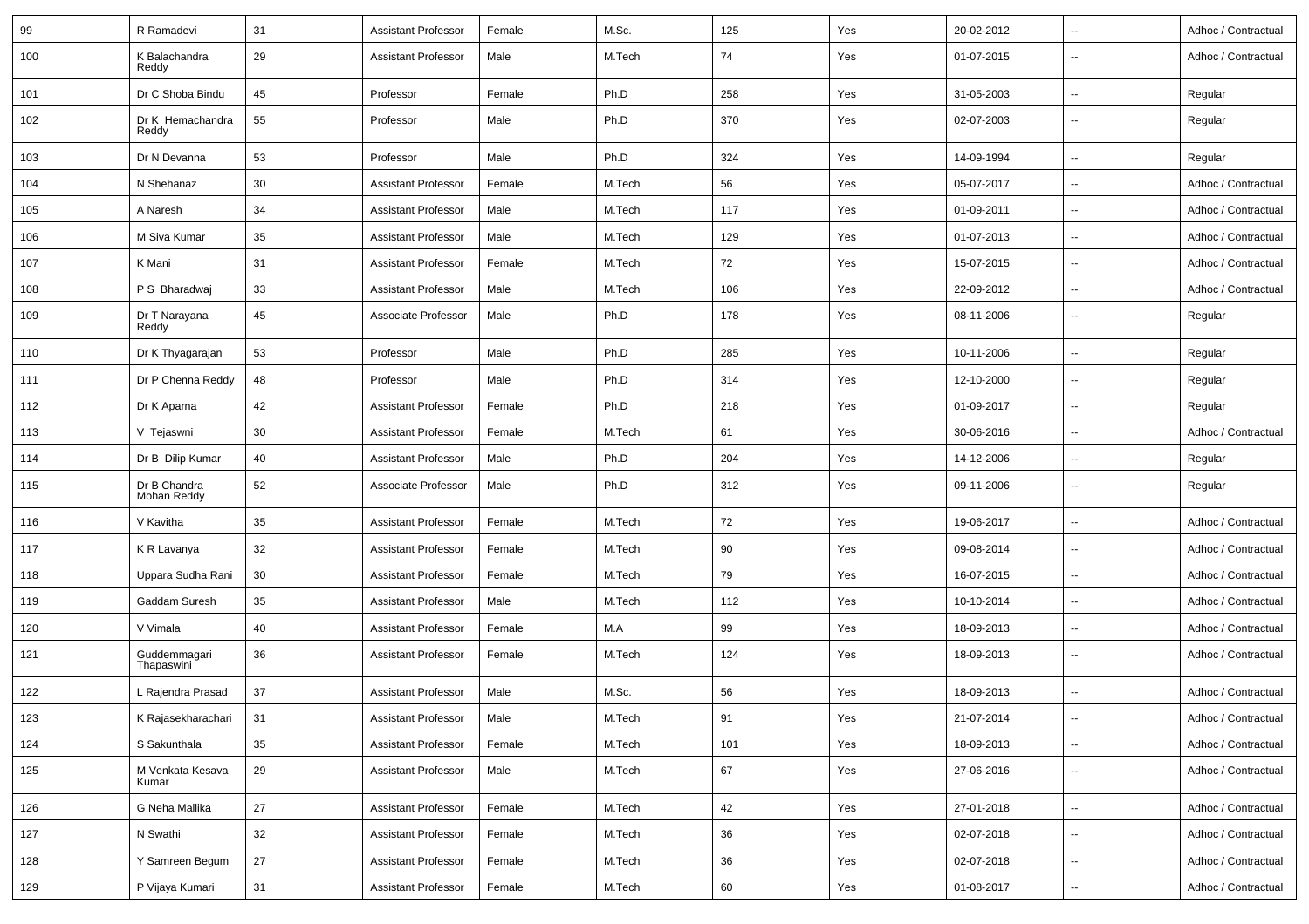| 99 | R Ramadevi | 31 | Assistant Professor | Female | M.Sc. | 125 | Yes | 20-02-2012 | -- | Adhoc / Contractual |
|---|---|---|---|---|---|---|---|---|---|---|
| 100 | K Balachandra Reddy | 29 | Assistant Professor | Male | M.Tech | 74 | Yes | 01-07-2015 | -- | Adhoc / Contractual |
| 101 | Dr C Shoba Bindu | 45 | Professor | Female | Ph.D | 258 | Yes | 31-05-2003 | -- | Regular |
| 102 | Dr K Hemachandra Reddy | 55 | Professor | Male | Ph.D | 370 | Yes | 02-07-2003 | -- | Regular |
| 103 | Dr N Devanna | 53 | Professor | Male | Ph.D | 324 | Yes | 14-09-1994 | -- | Regular |
| 104 | N Shehanaz | 30 | Assistant Professor | Female | M.Tech | 56 | Yes | 05-07-2017 | -- | Adhoc / Contractual |
| 105 | A Naresh | 34 | Assistant Professor | Male | M.Tech | 117 | Yes | 01-09-2011 | -- | Adhoc / Contractual |
| 106 | M Siva Kumar | 35 | Assistant Professor | Male | M.Tech | 129 | Yes | 01-07-2013 | -- | Adhoc / Contractual |
| 107 | K Mani | 31 | Assistant Professor | Female | M.Tech | 72 | Yes | 15-07-2015 | -- | Adhoc / Contractual |
| 108 | P S Bharadwaj | 33 | Assistant Professor | Male | M.Tech | 106 | Yes | 22-09-2012 | -- | Adhoc / Contractual |
| 109 | Dr T Narayana Reddy | 45 | Associate Professor | Male | Ph.D | 178 | Yes | 08-11-2006 | -- | Regular |
| 110 | Dr K Thyagarajan | 53 | Professor | Male | Ph.D | 285 | Yes | 10-11-2006 | -- | Regular |
| 111 | Dr P Chenna Reddy | 48 | Professor | Male | Ph.D | 314 | Yes | 12-10-2000 | -- | Regular |
| 112 | Dr K Aparna | 42 | Assistant Professor | Female | Ph.D | 218 | Yes | 01-09-2017 | -- | Regular |
| 113 | V Tejaswni | 30 | Assistant Professor | Female | M.Tech | 61 | Yes | 30-06-2016 | -- | Adhoc / Contractual |
| 114 | Dr B Dilip Kumar | 40 | Assistant Professor | Male | Ph.D | 204 | Yes | 14-12-2006 | -- | Regular |
| 115 | Dr B Chandra Mohan Reddy | 52 | Associate Professor | Male | Ph.D | 312 | Yes | 09-11-2006 | -- | Regular |
| 116 | V Kavitha | 35 | Assistant Professor | Female | M.Tech | 72 | Yes | 19-06-2017 | -- | Adhoc / Contractual |
| 117 | K R Lavanya | 32 | Assistant Professor | Female | M.Tech | 90 | Yes | 09-08-2014 | -- | Adhoc / Contractual |
| 118 | Uppara Sudha Rani | 30 | Assistant Professor | Female | M.Tech | 79 | Yes | 16-07-2015 | -- | Adhoc / Contractual |
| 119 | Gaddam Suresh | 35 | Assistant Professor | Male | M.Tech | 112 | Yes | 10-10-2014 | -- | Adhoc / Contractual |
| 120 | V Vimala | 40 | Assistant Professor | Female | M.A | 99 | Yes | 18-09-2013 | -- | Adhoc / Contractual |
| 121 | Guddemmagari Thapaswini | 36 | Assistant Professor | Female | M.Tech | 124 | Yes | 18-09-2013 | -- | Adhoc / Contractual |
| 122 | L Rajendra Prasad | 37 | Assistant Professor | Male | M.Sc. | 56 | Yes | 18-09-2013 | -- | Adhoc / Contractual |
| 123 | K Rajasekharachari | 31 | Assistant Professor | Male | M.Tech | 91 | Yes | 21-07-2014 | -- | Adhoc / Contractual |
| 124 | S Sakunthala | 35 | Assistant Professor | Female | M.Tech | 101 | Yes | 18-09-2013 | -- | Adhoc / Contractual |
| 125 | M Venkata Kesava Kumar | 29 | Assistant Professor | Male | M.Tech | 67 | Yes | 27-06-2016 | -- | Adhoc / Contractual |
| 126 | G Neha Mallika | 27 | Assistant Professor | Female | M.Tech | 42 | Yes | 27-01-2018 | -- | Adhoc / Contractual |
| 127 | N Swathi | 32 | Assistant Professor | Female | M.Tech | 36 | Yes | 02-07-2018 | -- | Adhoc / Contractual |
| 128 | Y Samreen Begum | 27 | Assistant Professor | Female | M.Tech | 36 | Yes | 02-07-2018 | -- | Adhoc / Contractual |
| 129 | P Vijaya Kumari | 31 | Assistant Professor | Female | M.Tech | 60 | Yes | 01-08-2017 | -- | Adhoc / Contractual |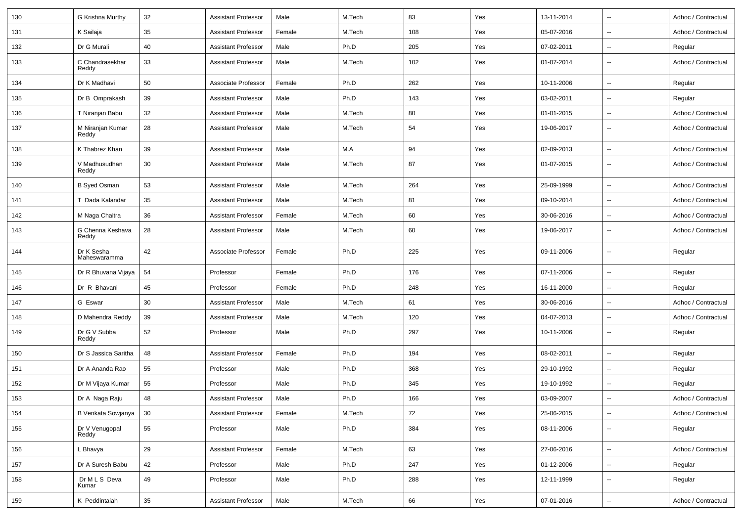| 130 | G Krishna Murthy | 32 | Assistant Professor | Male | M.Tech | 83 | Yes | 13-11-2014 | -- | Adhoc / Contractual |
|---|---|---|---|---|---|---|---|---|---|---|
| 131 | K Sailaja | 35 | Assistant Professor | Female | M.Tech | 108 | Yes | 05-07-2016 | -- | Adhoc / Contractual |
| 132 | Dr G Murali | 40 | Assistant Professor | Male | Ph.D | 205 | Yes | 07-02-2011 | -- | Regular |
| 133 | C Chandrasekhar Reddy | 33 | Assistant Professor | Male | M.Tech | 102 | Yes | 01-07-2014 | -- | Adhoc / Contractual |
| 134 | Dr K Madhavi | 50 | Associate Professor | Female | Ph.D | 262 | Yes | 10-11-2006 | -- | Regular |
| 135 | Dr B Omprakash | 39 | Assistant Professor | Male | Ph.D | 143 | Yes | 03-02-2011 | -- | Regular |
| 136 | T Niranjan Babu | 32 | Assistant Professor | Male | M.Tech | 80 | Yes | 01-01-2015 | -- | Adhoc / Contractual |
| 137 | M Niranjan Kumar Reddy | 28 | Assistant Professor | Male | M.Tech | 54 | Yes | 19-06-2017 | -- | Adhoc / Contractual |
| 138 | K Thabrez Khan | 39 | Assistant Professor | Male | M.A | 94 | Yes | 02-09-2013 | -- | Adhoc / Contractual |
| 139 | V Madhusudhan Reddy | 30 | Assistant Professor | Male | M.Tech | 87 | Yes | 01-07-2015 | -- | Adhoc / Contractual |
| 140 | B Syed Osman | 53 | Assistant Professor | Male | M.Tech | 264 | Yes | 25-09-1999 | -- | Adhoc / Contractual |
| 141 | T Dada Kalandar | 35 | Assistant Professor | Male | M.Tech | 81 | Yes | 09-10-2014 | -- | Adhoc / Contractual |
| 142 | M Naga Chaitra | 36 | Assistant Professor | Female | M.Tech | 60 | Yes | 30-06-2016 | -- | Adhoc / Contractual |
| 143 | G Chenna Keshava Reddy | 28 | Assistant Professor | Male | M.Tech | 60 | Yes | 19-06-2017 | -- | Adhoc / Contractual |
| 144 | Dr K Sesha Maheswaramma | 42 | Associate Professor | Female | Ph.D | 225 | Yes | 09-11-2006 | -- | Regular |
| 145 | Dr R Bhuvana Vijaya | 54 | Professor | Female | Ph.D | 176 | Yes | 07-11-2006 | -- | Regular |
| 146 | Dr R Bhavani | 45 | Professor | Female | Ph.D | 248 | Yes | 16-11-2000 | -- | Regular |
| 147 | G Eswar | 30 | Assistant Professor | Male | M.Tech | 61 | Yes | 30-06-2016 | -- | Adhoc / Contractual |
| 148 | D Mahendra Reddy | 39 | Assistant Professor | Male | M.Tech | 120 | Yes | 04-07-2013 | -- | Adhoc / Contractual |
| 149 | Dr G V Subba Reddy | 52 | Professor | Male | Ph.D | 297 | Yes | 10-11-2006 | -- | Regular |
| 150 | Dr S Jassica Saritha | 48 | Assistant Professor | Female | Ph.D | 194 | Yes | 08-02-2011 | -- | Regular |
| 151 | Dr A Ananda Rao | 55 | Professor | Male | Ph.D | 368 | Yes | 29-10-1992 | -- | Regular |
| 152 | Dr M Vijaya Kumar | 55 | Professor | Male | Ph.D | 345 | Yes | 19-10-1992 | -- | Regular |
| 153 | Dr A Naga Raju | 48 | Assistant Professor | Male | Ph.D | 166 | Yes | 03-09-2007 | -- | Adhoc / Contractual |
| 154 | B Venkata Sowjanya | 30 | Assistant Professor | Female | M.Tech | 72 | Yes | 25-06-2015 | -- | Adhoc / Contractual |
| 155 | Dr V Venugopal Reddy | 55 | Professor | Male | Ph.D | 384 | Yes | 08-11-2006 | -- | Regular |
| 156 | L Bhavya | 29 | Assistant Professor | Female | M.Tech | 63 | Yes | 27-06-2016 | -- | Adhoc / Contractual |
| 157 | Dr A Suresh Babu | 42 | Professor | Male | Ph.D | 247 | Yes | 01-12-2006 | -- | Regular |
| 158 | Dr M L S Deva Kumar | 49 | Professor | Male | Ph.D | 288 | Yes | 12-11-1999 | -- | Regular |
| 159 | K Peddintaiah | 35 | Assistant Professor | Male | M.Tech | 66 | Yes | 07-01-2016 | -- | Adhoc / Contractual |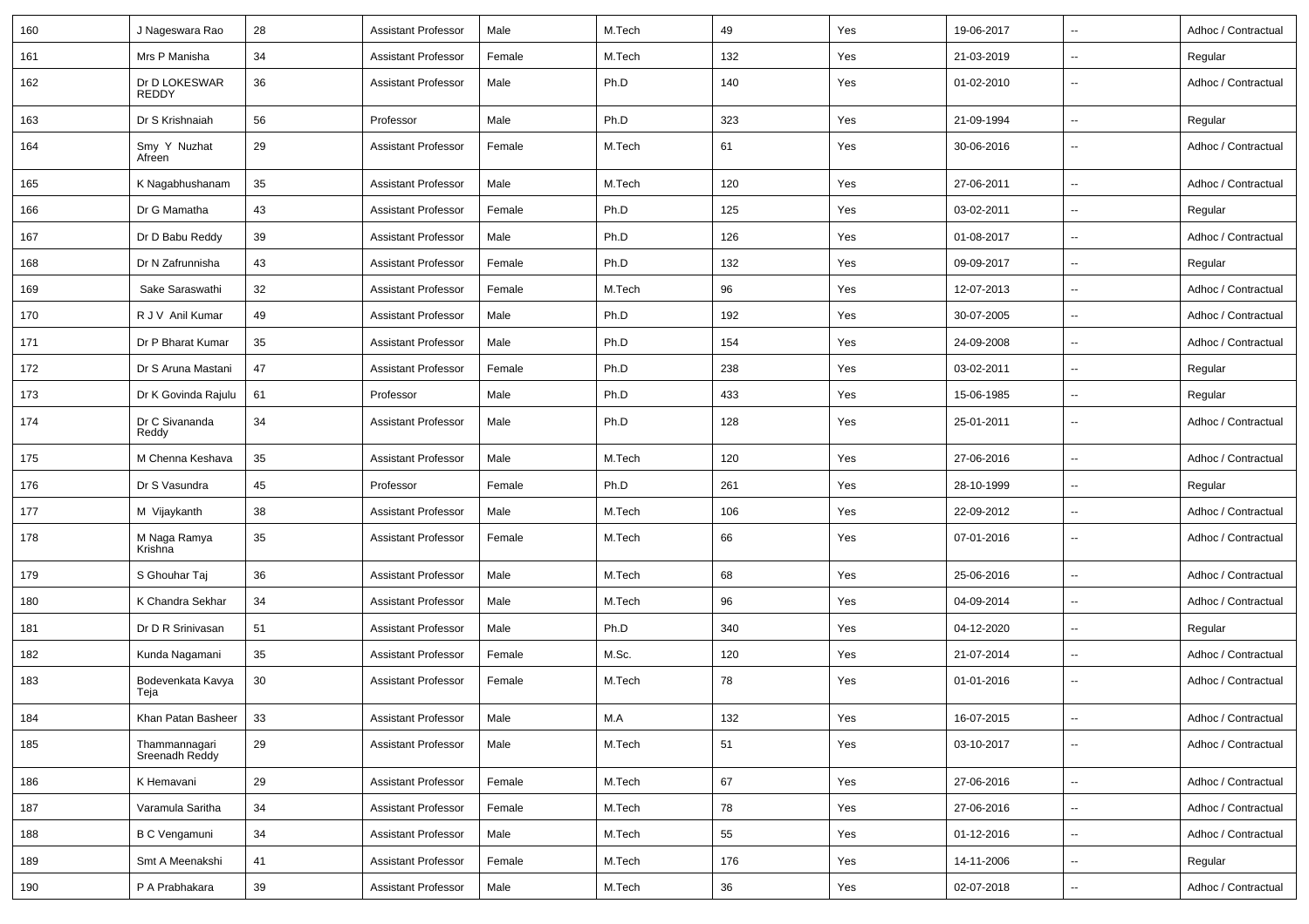| 160 | J Nageswara Rao | 28 | Assistant Professor | Male | M.Tech | 49 | Yes | 19-06-2017 | -- | Adhoc / Contractual |
|---|---|---|---|---|---|---|---|---|---|---|
| 161 | Mrs P Manisha | 34 | Assistant Professor | Female | M.Tech | 132 | Yes | 21-03-2019 | -- | Regular |
| 162 | Dr D LOKESWAR REDDY | 36 | Assistant Professor | Male | Ph.D | 140 | Yes | 01-02-2010 | -- | Adhoc / Contractual |
| 163 | Dr S Krishnaiah | 56 | Professor | Male | Ph.D | 323 | Yes | 21-09-1994 | -- | Regular |
| 164 | Smy Y Nuzhat Afreen | 29 | Assistant Professor | Female | M.Tech | 61 | Yes | 30-06-2016 | -- | Adhoc / Contractual |
| 165 | K Nagabhushanam | 35 | Assistant Professor | Male | M.Tech | 120 | Yes | 27-06-2011 | -- | Adhoc / Contractual |
| 166 | Dr G Mamatha | 43 | Assistant Professor | Female | Ph.D | 125 | Yes | 03-02-2011 | -- | Regular |
| 167 | Dr D Babu Reddy | 39 | Assistant Professor | Male | Ph.D | 126 | Yes | 01-08-2017 | -- | Adhoc / Contractual |
| 168 | Dr N Zafrunnisha | 43 | Assistant Professor | Female | Ph.D | 132 | Yes | 09-09-2017 | -- | Regular |
| 169 | Sake Saraswathi | 32 | Assistant Professor | Female | M.Tech | 96 | Yes | 12-07-2013 | -- | Adhoc / Contractual |
| 170 | R J V Anil Kumar | 49 | Assistant Professor | Male | Ph.D | 192 | Yes | 30-07-2005 | -- | Adhoc / Contractual |
| 171 | Dr P Bharat Kumar | 35 | Assistant Professor | Male | Ph.D | 154 | Yes | 24-09-2008 | -- | Adhoc / Contractual |
| 172 | Dr S Aruna Mastani | 47 | Assistant Professor | Female | Ph.D | 238 | Yes | 03-02-2011 | -- | Regular |
| 173 | Dr K Govinda Rajulu | 61 | Professor | Male | Ph.D | 433 | Yes | 15-06-1985 | -- | Regular |
| 174 | Dr C Sivananda Reddy | 34 | Assistant Professor | Male | Ph.D | 128 | Yes | 25-01-2011 | -- | Adhoc / Contractual |
| 175 | M Chenna Keshava | 35 | Assistant Professor | Male | M.Tech | 120 | Yes | 27-06-2016 | -- | Adhoc / Contractual |
| 176 | Dr S Vasundra | 45 | Professor | Female | Ph.D | 261 | Yes | 28-10-1999 | -- | Regular |
| 177 | M Vijaykanth | 38 | Assistant Professor | Male | M.Tech | 106 | Yes | 22-09-2012 | -- | Adhoc / Contractual |
| 178 | M Naga Ramya Krishna | 35 | Assistant Professor | Female | M.Tech | 66 | Yes | 07-01-2016 | -- | Adhoc / Contractual |
| 179 | S Ghouhar Taj | 36 | Assistant Professor | Male | M.Tech | 68 | Yes | 25-06-2016 | -- | Adhoc / Contractual |
| 180 | K Chandra Sekhar | 34 | Assistant Professor | Male | M.Tech | 96 | Yes | 04-09-2014 | -- | Adhoc / Contractual |
| 181 | Dr D R Srinivasan | 51 | Assistant Professor | Male | Ph.D | 340 | Yes | 04-12-2020 | -- | Regular |
| 182 | Kunda Nagamani | 35 | Assistant Professor | Female | M.Sc. | 120 | Yes | 21-07-2014 | -- | Adhoc / Contractual |
| 183 | Bodevenkata Kavya Teja | 30 | Assistant Professor | Female | M.Tech | 78 | Yes | 01-01-2016 | -- | Adhoc / Contractual |
| 184 | Khan Patan Basheer | 33 | Assistant Professor | Male | M.A | 132 | Yes | 16-07-2015 | -- | Adhoc / Contractual |
| 185 | Thammannagari Sreenadh Reddy | 29 | Assistant Professor | Male | M.Tech | 51 | Yes | 03-10-2017 | -- | Adhoc / Contractual |
| 186 | K Hemavani | 29 | Assistant Professor | Female | M.Tech | 67 | Yes | 27-06-2016 | -- | Adhoc / Contractual |
| 187 | Varamula Saritha | 34 | Assistant Professor | Female | M.Tech | 78 | Yes | 27-06-2016 | -- | Adhoc / Contractual |
| 188 | B C Vengamuni | 34 | Assistant Professor | Male | M.Tech | 55 | Yes | 01-12-2016 | -- | Adhoc / Contractual |
| 189 | Smt A Meenakshi | 41 | Assistant Professor | Female | M.Tech | 176 | Yes | 14-11-2006 | -- | Regular |
| 190 | P A Prabhakara | 39 | Assistant Professor | Male | M.Tech | 36 | Yes | 02-07-2018 | -- | Adhoc / Contractual |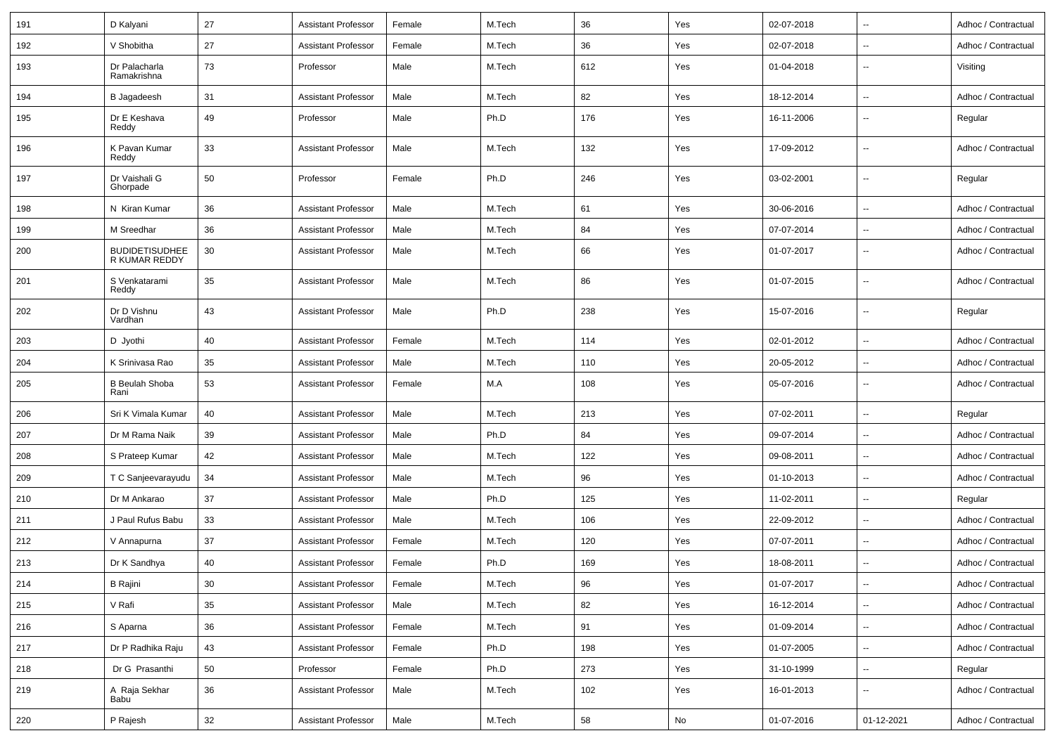| 191 | D Kalyani | 27 | Assistant Professor | Female | M.Tech | 36 | Yes | 02-07-2018 | -- | Adhoc / Contractual |
|---|---|---|---|---|---|---|---|---|---|---|
| 192 | V Shobitha | 27 | Assistant Professor | Female | M.Tech | 36 | Yes | 02-07-2018 | -- | Adhoc / Contractual |
| 193 | Dr Palacharla Ramakrishna | 73 | Professor | Male | M.Tech | 612 | Yes | 01-04-2018 | -- | Visiting |
| 194 | B Jagadeesh | 31 | Assistant Professor | Male | M.Tech | 82 | Yes | 18-12-2014 | -- | Adhoc / Contractual |
| 195 | Dr E Keshava Reddy | 49 | Professor | Male | Ph.D | 176 | Yes | 16-11-2006 | -- | Regular |
| 196 | K Pavan Kumar Reddy | 33 | Assistant Professor | Male | M.Tech | 132 | Yes | 17-09-2012 | -- | Adhoc / Contractual |
| 197 | Dr Vaishali G Ghorpade | 50 | Professor | Female | Ph.D | 246 | Yes | 03-02-2001 | -- | Regular |
| 198 | N Kiran Kumar | 36 | Assistant Professor | Male | M.Tech | 61 | Yes | 30-06-2016 | -- | Adhoc / Contractual |
| 199 | M Sreedhar | 36 | Assistant Professor | Male | M.Tech | 84 | Yes | 07-07-2014 | -- | Adhoc / Contractual |
| 200 | BUDIDETISUDHEER KUMAR REDDY | 30 | Assistant Professor | Male | M.Tech | 66 | Yes | 01-07-2017 | -- | Adhoc / Contractual |
| 201 | S Venkatarami Reddy | 35 | Assistant Professor | Male | M.Tech | 86 | Yes | 01-07-2015 | -- | Adhoc / Contractual |
| 202 | Dr D Vishnu Vardhan | 43 | Assistant Professor | Male | Ph.D | 238 | Yes | 15-07-2016 | -- | Regular |
| 203 | D Jyothi | 40 | Assistant Professor | Female | M.Tech | 114 | Yes | 02-01-2012 | -- | Adhoc / Contractual |
| 204 | K Srinivasa Rao | 35 | Assistant Professor | Male | M.Tech | 110 | Yes | 20-05-2012 | -- | Adhoc / Contractual |
| 205 | B Beulah Shoba Rani | 53 | Assistant Professor | Female | M.A | 108 | Yes | 05-07-2016 | -- | Adhoc / Contractual |
| 206 | Sri K Vimala Kumar | 40 | Assistant Professor | Male | M.Tech | 213 | Yes | 07-02-2011 | -- | Regular |
| 207 | Dr M Rama Naik | 39 | Assistant Professor | Male | Ph.D | 84 | Yes | 09-07-2014 | -- | Adhoc / Contractual |
| 208 | S Prateep Kumar | 42 | Assistant Professor | Male | M.Tech | 122 | Yes | 09-08-2011 | -- | Adhoc / Contractual |
| 209 | T C Sanjeevarayudu | 34 | Assistant Professor | Male | M.Tech | 96 | Yes | 01-10-2013 | -- | Adhoc / Contractual |
| 210 | Dr M Ankarao | 37 | Assistant Professor | Male | Ph.D | 125 | Yes | 11-02-2011 | -- | Regular |
| 211 | J Paul Rufus Babu | 33 | Assistant Professor | Male | M.Tech | 106 | Yes | 22-09-2012 | -- | Adhoc / Contractual |
| 212 | V Annapurna | 37 | Assistant Professor | Female | M.Tech | 120 | Yes | 07-07-2011 | -- | Adhoc / Contractual |
| 213 | Dr K Sandhya | 40 | Assistant Professor | Female | Ph.D | 169 | Yes | 18-08-2011 | -- | Adhoc / Contractual |
| 214 | B Rajini | 30 | Assistant Professor | Female | M.Tech | 96 | Yes | 01-07-2017 | -- | Adhoc / Contractual |
| 215 | V Rafi | 35 | Assistant Professor | Male | M.Tech | 82 | Yes | 16-12-2014 | -- | Adhoc / Contractual |
| 216 | S Aparna | 36 | Assistant Professor | Female | M.Tech | 91 | Yes | 01-09-2014 | -- | Adhoc / Contractual |
| 217 | Dr P Radhika Raju | 43 | Assistant Professor | Female | Ph.D | 198 | Yes | 01-07-2005 | -- | Adhoc / Contractual |
| 218 | Dr G Prasanthi | 50 | Professor | Female | Ph.D | 273 | Yes | 31-10-1999 | -- | Regular |
| 219 | A Raja Sekhar Babu | 36 | Assistant Professor | Male | M.Tech | 102 | Yes | 16-01-2013 | -- | Adhoc / Contractual |
| 220 | P Rajesh | 32 | Assistant Professor | Male | M.Tech | 58 | No | 01-07-2016 | 01-12-2021 | Adhoc / Contractual |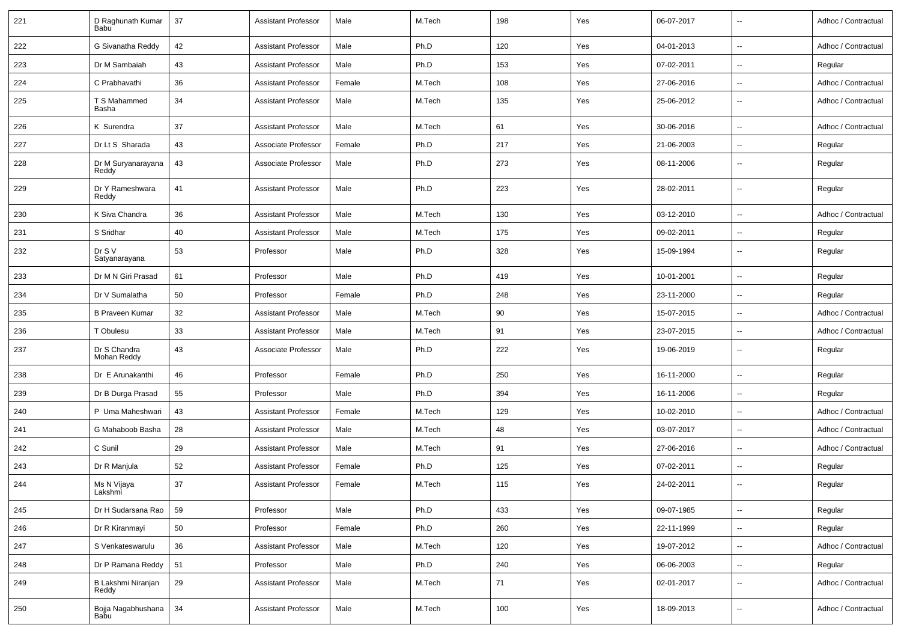| 221 | D Raghunath Kumar Babu | 37 | Assistant Professor | Male | M.Tech | 198 | Yes | 06-07-2017 | -- | Adhoc / Contractual |
|---|---|---|---|---|---|---|---|---|---|---|
| 222 | G Sivanatha Reddy | 42 | Assistant Professor | Male | Ph.D | 120 | Yes | 04-01-2013 | -- | Adhoc / Contractual |
| 223 | Dr M Sambaiah | 43 | Assistant Professor | Male | Ph.D | 153 | Yes | 07-02-2011 | -- | Regular |
| 224 | C Prabhavathi | 36 | Assistant Professor | Female | M.Tech | 108 | Yes | 27-06-2016 | -- | Adhoc / Contractual |
| 225 | T S Mahammed Basha | 34 | Assistant Professor | Male | M.Tech | 135 | Yes | 25-06-2012 | -- | Adhoc / Contractual |
| 226 | K Surendra | 37 | Assistant Professor | Male | M.Tech | 61 | Yes | 30-06-2016 | -- | Adhoc / Contractual |
| 227 | Dr Lt S Sharada | 43 | Associate Professor | Female | Ph.D | 217 | Yes | 21-06-2003 | -- | Regular |
| 228 | Dr M Suryanarayana Reddy | 43 | Associate Professor | Male | Ph.D | 273 | Yes | 08-11-2006 | -- | Regular |
| 229 | Dr Y Rameshwara Reddy | 41 | Assistant Professor | Male | Ph.D | 223 | Yes | 28-02-2011 | -- | Regular |
| 230 | K Siva Chandra | 36 | Assistant Professor | Male | M.Tech | 130 | Yes | 03-12-2010 | -- | Adhoc / Contractual |
| 231 | S Sridhar | 40 | Assistant Professor | Male | M.Tech | 175 | Yes | 09-02-2011 | -- | Regular |
| 232 | Dr S V Satyanarayana | 53 | Professor | Male | Ph.D | 328 | Yes | 15-09-1994 | -- | Regular |
| 233 | Dr M N Giri Prasad | 61 | Professor | Male | Ph.D | 419 | Yes | 10-01-2001 | -- | Regular |
| 234 | Dr V Sumalatha | 50 | Professor | Female | Ph.D | 248 | Yes | 23-11-2000 | -- | Regular |
| 235 | B Praveen Kumar | 32 | Assistant Professor | Male | M.Tech | 90 | Yes | 15-07-2015 | -- | Adhoc / Contractual |
| 236 | T Obulesu | 33 | Assistant Professor | Male | M.Tech | 91 | Yes | 23-07-2015 | -- | Adhoc / Contractual |
| 237 | Dr S Chandra Mohan Reddy | 43 | Associate Professor | Male | Ph.D | 222 | Yes | 19-06-2019 | -- | Regular |
| 238 | Dr E Arunakanthi | 46 | Professor | Female | Ph.D | 250 | Yes | 16-11-2000 | -- | Regular |
| 239 | Dr B Durga Prasad | 55 | Professor | Male | Ph.D | 394 | Yes | 16-11-2006 | -- | Regular |
| 240 | P Uma Maheshwari | 43 | Assistant Professor | Female | M.Tech | 129 | Yes | 10-02-2010 | -- | Adhoc / Contractual |
| 241 | G Mahaboob Basha | 28 | Assistant Professor | Male | M.Tech | 48 | Yes | 03-07-2017 | -- | Adhoc / Contractual |
| 242 | C Sunil | 29 | Assistant Professor | Male | M.Tech | 91 | Yes | 27-06-2016 | -- | Adhoc / Contractual |
| 243 | Dr R Manjula | 52 | Assistant Professor | Female | Ph.D | 125 | Yes | 07-02-2011 | -- | Regular |
| 244 | Ms N Vijaya Lakshmi | 37 | Assistant Professor | Female | M.Tech | 115 | Yes | 24-02-2011 | -- | Regular |
| 245 | Dr H Sudarsana Rao | 59 | Professor | Male | Ph.D | 433 | Yes | 09-07-1985 | -- | Regular |
| 246 | Dr R Kiranmayi | 50 | Professor | Female | Ph.D | 260 | Yes | 22-11-1999 | -- | Regular |
| 247 | S Venkateswarulu | 36 | Assistant Professor | Male | M.Tech | 120 | Yes | 19-07-2012 | -- | Adhoc / Contractual |
| 248 | Dr P Ramana Reddy | 51 | Professor | Male | Ph.D | 240 | Yes | 06-06-2003 | -- | Regular |
| 249 | B Lakshmi Niranjan Reddy | 29 | Assistant Professor | Male | M.Tech | 71 | Yes | 02-01-2017 | -- | Adhoc / Contractual |
| 250 | Bojja Nagabhushana Babu | 34 | Assistant Professor | Male | M.Tech | 100 | Yes | 18-09-2013 | -- | Adhoc / Contractual |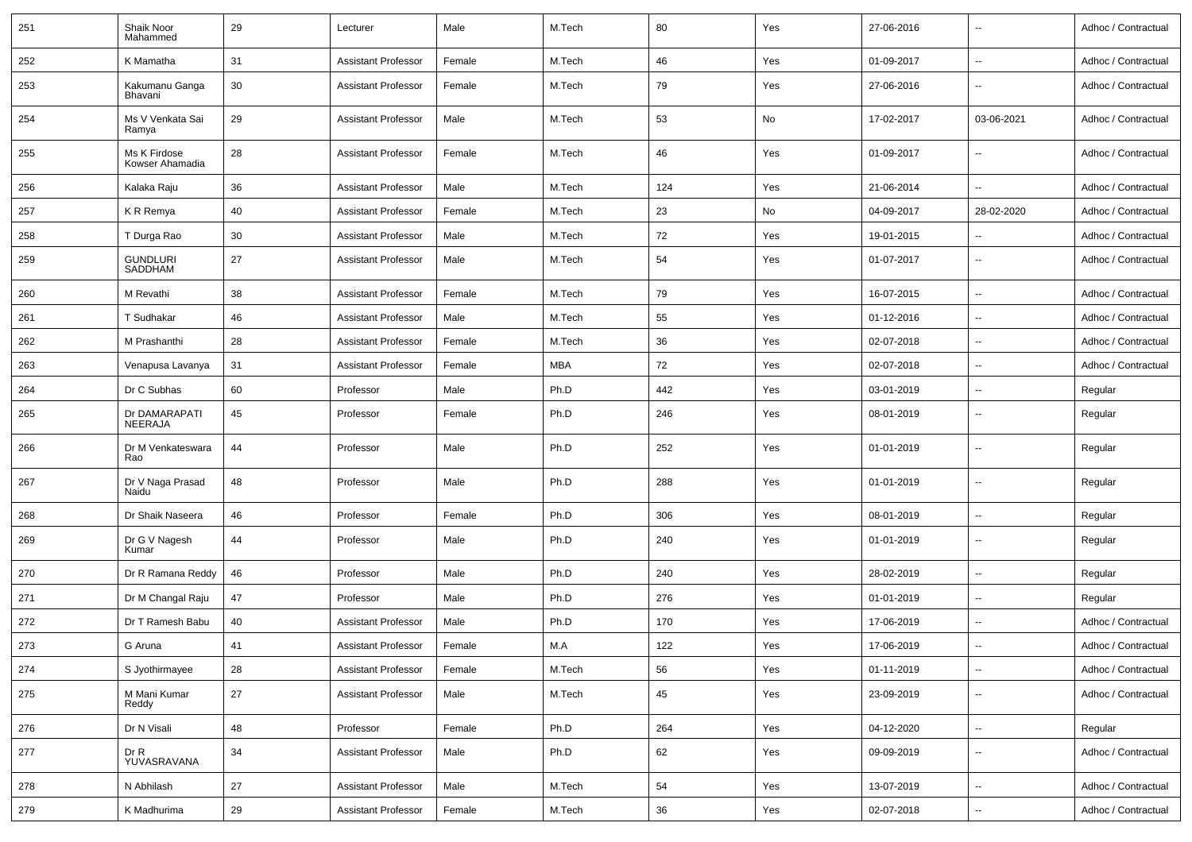| 251 | Shaik Noor Mahammed | 29 | Lecturer | Male | M.Tech | 80 | Yes | 27-06-2016 | -- | Adhoc / Contractual |
|---|---|---|---|---|---|---|---|---|---|---|
| 252 | K Mamatha | 31 | Assistant Professor | Female | M.Tech | 46 | Yes | 01-09-2017 | -- | Adhoc / Contractual |
| 253 | Kakumanu Ganga Bhavani | 30 | Assistant Professor | Female | M.Tech | 79 | Yes | 27-06-2016 | -- | Adhoc / Contractual |
| 254 | Ms V Venkata Sai Ramya | 29 | Assistant Professor | Male | M.Tech | 53 | No | 17-02-2017 | 03-06-2021 | Adhoc / Contractual |
| 255 | Ms K Firdose Kowser Ahamadia | 28 | Assistant Professor | Female | M.Tech | 46 | Yes | 01-09-2017 | -- | Adhoc / Contractual |
| 256 | Kalaka Raju | 36 | Assistant Professor | Male | M.Tech | 124 | Yes | 21-06-2014 | -- | Adhoc / Contractual |
| 257 | K R Remya | 40 | Assistant Professor | Female | M.Tech | 23 | No | 04-09-2017 | 28-02-2020 | Adhoc / Contractual |
| 258 | T Durga Rao | 30 | Assistant Professor | Male | M.Tech | 72 | Yes | 19-01-2015 | -- | Adhoc / Contractual |
| 259 | GUNDLURI SADDHAM | 27 | Assistant Professor | Male | M.Tech | 54 | Yes | 01-07-2017 | -- | Adhoc / Contractual |
| 260 | M Revathi | 38 | Assistant Professor | Female | M.Tech | 79 | Yes | 16-07-2015 | -- | Adhoc / Contractual |
| 261 | T Sudhakar | 46 | Assistant Professor | Male | M.Tech | 55 | Yes | 01-12-2016 | -- | Adhoc / Contractual |
| 262 | M Prashanthi | 28 | Assistant Professor | Female | M.Tech | 36 | Yes | 02-07-2018 | -- | Adhoc / Contractual |
| 263 | Venapusa Lavanya | 31 | Assistant Professor | Female | MBA | 72 | Yes | 02-07-2018 | -- | Adhoc / Contractual |
| 264 | Dr C Subhas | 60 | Professor | Male | Ph.D | 442 | Yes | 03-01-2019 | -- | Regular |
| 265 | Dr DAMARAPATI NEERAJA | 45 | Professor | Female | Ph.D | 246 | Yes | 08-01-2019 | -- | Regular |
| 266 | Dr M Venkateswara Rao | 44 | Professor | Male | Ph.D | 252 | Yes | 01-01-2019 | -- | Regular |
| 267 | Dr V Naga Prasad Naidu | 48 | Professor | Male | Ph.D | 288 | Yes | 01-01-2019 | -- | Regular |
| 268 | Dr Shaik Naseera | 46 | Professor | Female | Ph.D | 306 | Yes | 08-01-2019 | -- | Regular |
| 269 | Dr G V Nagesh Kumar | 44 | Professor | Male | Ph.D | 240 | Yes | 01-01-2019 | -- | Regular |
| 270 | Dr R Ramana Reddy | 46 | Professor | Male | Ph.D | 240 | Yes | 28-02-2019 | -- | Regular |
| 271 | Dr M Changal Raju | 47 | Professor | Male | Ph.D | 276 | Yes | 01-01-2019 | -- | Regular |
| 272 | Dr T Ramesh Babu | 40 | Assistant Professor | Male | Ph.D | 170 | Yes | 17-06-2019 | -- | Adhoc / Contractual |
| 273 | G Aruna | 41 | Assistant Professor | Female | M.A | 122 | Yes | 17-06-2019 | -- | Adhoc / Contractual |
| 274 | S Jyothirmayee | 28 | Assistant Professor | Female | M.Tech | 56 | Yes | 01-11-2019 | -- | Adhoc / Contractual |
| 275 | M Mani Kumar Reddy | 27 | Assistant Professor | Male | M.Tech | 45 | Yes | 23-09-2019 | -- | Adhoc / Contractual |
| 276 | Dr N Visali | 48 | Professor | Female | Ph.D | 264 | Yes | 04-12-2020 | -- | Regular |
| 277 | Dr R YUVASRAVANA | 34 | Assistant Professor | Male | Ph.D | 62 | Yes | 09-09-2019 | -- | Adhoc / Contractual |
| 278 | N Abhilash | 27 | Assistant Professor | Male | M.Tech | 54 | Yes | 13-07-2019 | -- | Adhoc / Contractual |
| 279 | K Madhurima | 29 | Assistant Professor | Female | M.Tech | 36 | Yes | 02-07-2018 | -- | Adhoc / Contractual |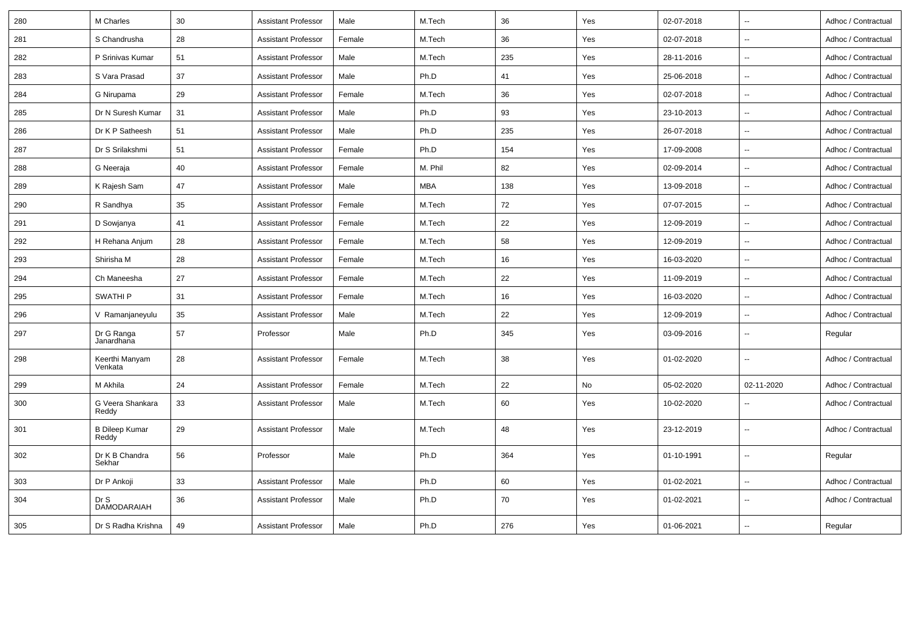| | | | | | | | | | | |
|---|---|---|---|---|---|---|---|---|---|---|
| 280 | M Charles | 30 | Assistant Professor | Male | M.Tech | 36 | Yes | 02-07-2018 | -- | Adhoc / Contractual |
| 281 | S Chandrusha | 28 | Assistant Professor | Female | M.Tech | 36 | Yes | 02-07-2018 | -- | Adhoc / Contractual |
| 282 | P Srinivas Kumar | 51 | Assistant Professor | Male | M.Tech | 235 | Yes | 28-11-2016 | -- | Adhoc / Contractual |
| 283 | S Vara Prasad | 37 | Assistant Professor | Male | Ph.D | 41 | Yes | 25-06-2018 | -- | Adhoc / Contractual |
| 284 | G Nirupama | 29 | Assistant Professor | Female | M.Tech | 36 | Yes | 02-07-2018 | -- | Adhoc / Contractual |
| 285 | Dr N Suresh Kumar | 31 | Assistant Professor | Male | Ph.D | 93 | Yes | 23-10-2013 | -- | Adhoc / Contractual |
| 286 | Dr K P Satheesh | 51 | Assistant Professor | Male | Ph.D | 235 | Yes | 26-07-2018 | -- | Adhoc / Contractual |
| 287 | Dr S Srilakshmi | 51 | Assistant Professor | Female | Ph.D | 154 | Yes | 17-09-2008 | -- | Adhoc / Contractual |
| 288 | G Neeraja | 40 | Assistant Professor | Female | M. Phil | 82 | Yes | 02-09-2014 | -- | Adhoc / Contractual |
| 289 | K Rajesh Sam | 47 | Assistant Professor | Male | MBA | 138 | Yes | 13-09-2018 | -- | Adhoc / Contractual |
| 290 | R Sandhya | 35 | Assistant Professor | Female | M.Tech | 72 | Yes | 07-07-2015 | -- | Adhoc / Contractual |
| 291 | D Sowjanya | 41 | Assistant Professor | Female | M.Tech | 22 | Yes | 12-09-2019 | -- | Adhoc / Contractual |
| 292 | H Rehana Anjum | 28 | Assistant Professor | Female | M.Tech | 58 | Yes | 12-09-2019 | -- | Adhoc / Contractual |
| 293 | Shirisha M | 28 | Assistant Professor | Female | M.Tech | 16 | Yes | 16-03-2020 | -- | Adhoc / Contractual |
| 294 | Ch Maneesha | 27 | Assistant Professor | Female | M.Tech | 22 | Yes | 11-09-2019 | -- | Adhoc / Contractual |
| 295 | SWATHI P | 31 | Assistant Professor | Female | M.Tech | 16 | Yes | 16-03-2020 | -- | Adhoc / Contractual |
| 296 | V Ramanjaneyulu | 35 | Assistant Professor | Male | M.Tech | 22 | Yes | 12-09-2019 | -- | Adhoc / Contractual |
| 297 | Dr G Ranga Janardhana | 57 | Professor | Male | Ph.D | 345 | Yes | 03-09-2016 | -- | Regular |
| 298 | Keerthi Manyam Venkata | 28 | Assistant Professor | Female | M.Tech | 38 | Yes | 01-02-2020 | -- | Adhoc / Contractual |
| 299 | M Akhila | 24 | Assistant Professor | Female | M.Tech | 22 | No | 05-02-2020 | 02-11-2020 | Adhoc / Contractual |
| 300 | G Veera Shankara Reddy | 33 | Assistant Professor | Male | M.Tech | 60 | Yes | 10-02-2020 | -- | Adhoc / Contractual |
| 301 | B Dileep Kumar Reddy | 29 | Assistant Professor | Male | M.Tech | 48 | Yes | 23-12-2019 | -- | Adhoc / Contractual |
| 302 | Dr K B Chandra Sekhar | 56 | Professor | Male | Ph.D | 364 | Yes | 01-10-1991 | -- | Regular |
| 303 | Dr P Ankoji | 33 | Assistant Professor | Male | Ph.D | 60 | Yes | 01-02-2021 | -- | Adhoc / Contractual |
| 304 | Dr S DAMODARAIAH | 36 | Assistant Professor | Male | Ph.D | 70 | Yes | 01-02-2021 | -- | Adhoc / Contractual |
| 305 | Dr S Radha Krishna | 49 | Assistant Professor | Male | Ph.D | 276 | Yes | 01-06-2021 | -- | Regular |